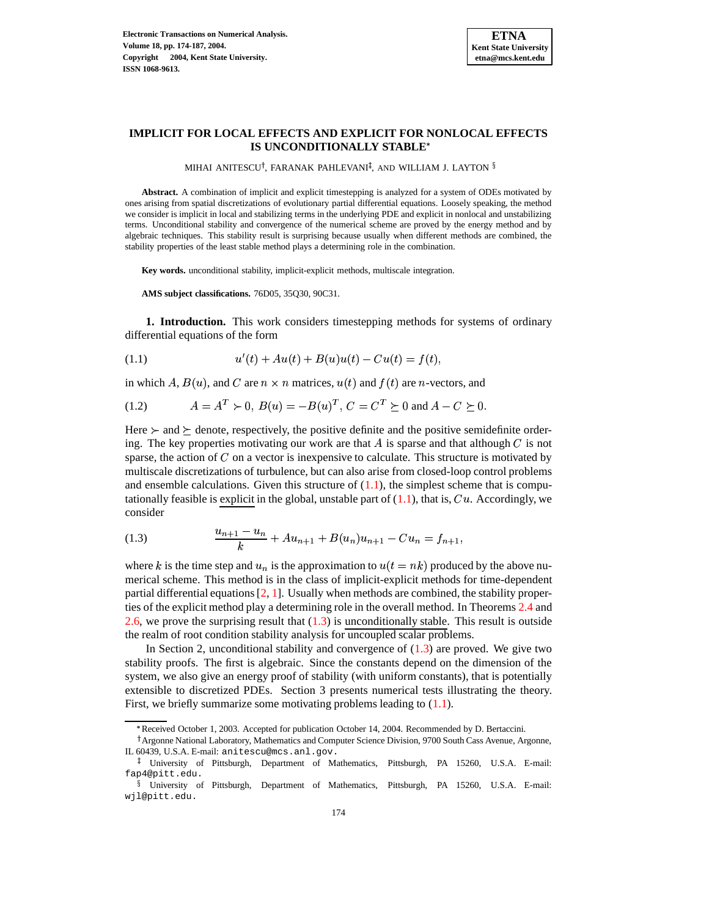# IMPLICIT FOR LOCAL EFFECTS AND EXPLICIT FOR NONLOCAL EFFECTS IS UNCONDITIONALLY STABLE*

MIHAI ANITESCU[†], FARANAK PAHLEVANI[‡], AND WILLIAM J. LAYTON[§]

**Abstract.** A combination of implicit and explicit timestepping is analyzed for a system of ODEs motivated by ones arising from spatial discretizations of evolutionary partial differential equations. Loosely speaking, the method we consider is implicit in local and stabilizing terms in the underlying PDE and explicit in nonlocal and unstabilizing terms. Unconditional stability and convergence of the numerical scheme are proved by the energy method and by algebraic techniques. This stability result is surprising because usually when different methods are combined, the stability properties of the least stable method plays a determining role in the combination.

**Key words.** unconditional stability, implicit-explicit methods, multiscale integration.

**AMS subject classifications.** 76D05, 35Q30, 90C31.

**1. Introduction.** This work considers timestepping methods for systems of ordinary differential equations of the form

$$u'(t) + Au(t) + B(u)u(t) - Cu(t) = f(t), \tag{1.1}$$

in which $A$, $B(u)$, and $C$ are $n \times n$ matrices, $u(t)$ and $f(t)$ are $n$-vectors, and

$$A = A^T \succ 0,\ B(u) = -B(u)^T,\ C = C^T \succeq 0 \text{ and } A - C \succeq 0. \tag{1.2}$$

Here $\succ$ and $\succeq$ denote, respectively, the positive definite and the positive semidefinite ordering. The key properties motivating our work are that $A$ is sparse and that although $C$ is not sparse, the action of $C$ on a vector is inexpensive to calculate. This structure is motivated by multiscale discretizations of turbulence, but can also arise from closed-loop control problems and ensemble calculations. Given this structure of (1.1), the simplest scheme that is computationally feasible is <u>explicit</u> in the global, unstable part of (1.1), that is, $Cu$. Accordingly, we consider

$$\frac{u_{n+1} - u_n}{k} + Au_{n+1} + B(u_n)u_{n+1} - Cu_n = f_{n+1}, \tag{1.3}$$

where $k$ is the time step and $u_n$ is the approximation to $u(t = nk)$ produced by the above numerical scheme. This method is in the class of implicit-explicit methods for time-dependent partial differential equations [2, 1]. Usually when methods are combined, the stability properties of the explicit method play a determining role in the overall method. In Theorems 2.4 and 2.6, we prove the surprising result that (1.3) is <u>unconditionally stable</u>. This result is outside the realm of root condition stability analysis for <u>uncoupled scalar pro</u>blems.

In Section 2, unconditional stability and convergence of (1.3) are proved. We give two stability proofs. The first is algebraic. Since the constants depend on the dimension of the system, we also give an energy proof of stability (with uniform constants), that is potentially extensible to discretized PDEs. Section 3 presents numerical tests illustrating the theory. First, we briefly summarize some motivating problems leading to (1.1).

---

*Received October 1, 2003. Accepted for publication October 14, 2004. Recommended by D. Bertaccini.

[†]Argonne National Laboratory, Mathematics and Computer Science Division, 9700 South Cass Avenue, Argonne, IL 60439, U.S.A. E-mail: anitescu@mcs.anl.gov.

[‡] University of Pittsburgh, Department of Mathematics, Pittsburgh, PA 15260, U.S.A. E-mail: fap4@pitt.edu.

[§] University of Pittsburgh, Department of Mathematics, Pittsburgh, PA 15260, U.S.A. E-mail: wjl@pitt.edu.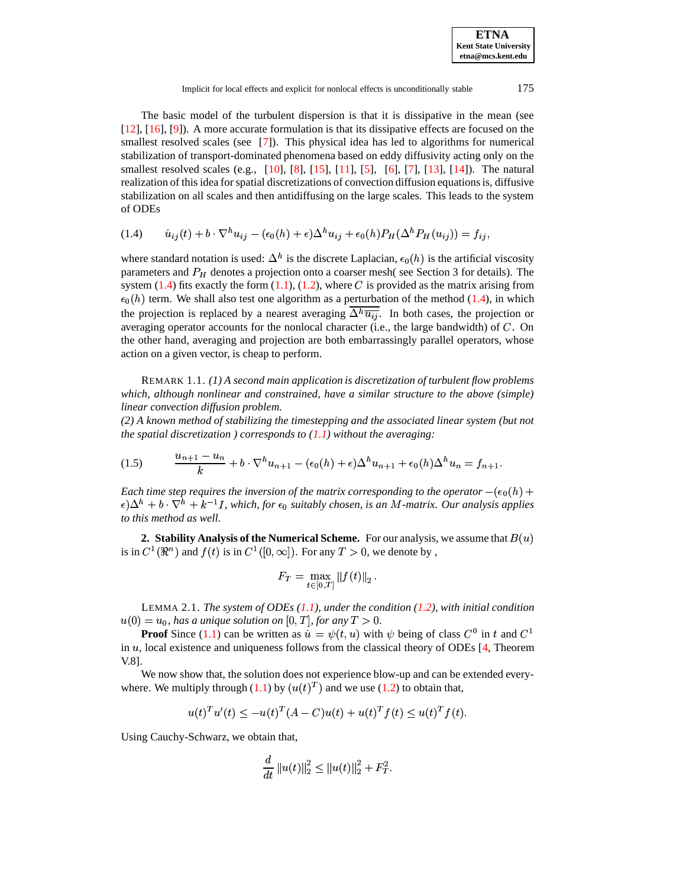The basic model of the turbulent dispersion is that it is dissipative in the mean (see [12], [16], [9]). A more accurate formulation is that its dissipative effects are focused on the smallest resolved scales (see [7]). This physical idea has led to algorithms for numerical stabilization of transport-dominated phenomena based on eddy diffusivity acting only on the smallest resolved scales (e.g., [10], [8], [15], [11], [5], [6], [7], [13], [14]). The natural realization of this idea for spatial discretizations of convection diffusion equations is, diffusive stabilization on all scales and then antidiffusing on the large scales. This leads to the system of ODEs

$$\dot{u}_{ij}(t) + b \cdot \nabla^h u_{ij} - (\epsilon_0(h) + \epsilon)\Delta^h u_{ij} + \epsilon_0(h) P_H(\Delta^h P_H(u_{ij})) = f_{ij}, \tag{1.4}$$

where standard notation is used: $\Delta^h$ is the discrete Laplacian, $\epsilon_0(h)$ is the artificial viscosity parameters and $P_H$ denotes a projection onto a coarser mesh( see Section 3 for details). The system (1.4) fits exactly the form (1.1), (1.2), where $C$ is provided as the matrix arising from $\epsilon_0(h)$ term. We shall also test one algorithm as a perturbation of the method (1.4), in which the projection is replaced by a nearest averaging $\overline{\Delta^h \overline{u_{ij}}}$. In both cases, the projection or averaging operator accounts for the nonlocal character (i.e., the large bandwidth) of $C$. On the other hand, averaging and projection are both embarrassingly parallel operators, whose action on a given vector, is cheap to perform.

REMARK 1.1. *(1) A second main application is discretization of turbulent flow problems which, although nonlinear and constrained, have a similar structure to the above (simple) linear convection diffusion problem.*
*(2) A known method of stabilizing the timestepping and the associated linear system (but not the spatial discretization ) corresponds to (1.1) without the averaging:*

$$\frac{u_{n+1} - u_n}{k} + b \cdot \nabla^h u_{n+1} - (\epsilon_0(h) + \epsilon)\Delta^h u_{n+1} + \epsilon_0(h)\Delta^h u_n = f_{n+1}. \tag{1.5}$$

*Each time step requires the inversion of the matrix corresponding to the operator $-(\epsilon_0(h) + \epsilon)\Delta^h + b \cdot \nabla^h + k^{-1}I$, which, for $\epsilon_0$ suitably chosen, is an $M$-matrix. Our analysis applies to this method as well.*

## 2. Stability Analysis of the Numerical Scheme.

For our analysis, we assume that $B(u)$ is in $C^1(\Re^n)$ and $f(t)$ is in $C^1([0,\infty])$. For any $T > 0$, we denote by ,

$$F_T = \max_{t \in [0,T]} \|f(t)\|_2 .$$

LEMMA 2.1. *The system of ODEs (1.1), under the condition (1.2), with initial condition $u(0) = u_0$, has a unique solution on $[0,T]$, for any $T > 0$.*

**Proof** Since (1.1) can be written as $\dot{u} = \psi(t,u)$ with $\psi$ being of class $C^0$ in $t$ and $C^1$ in $u$, local existence and uniqueness follows from the classical theory of ODEs [4, Theorem V.8].

We now show that, the solution does not experience blow-up and can be extended everywhere. We multiply through (1.1) by $(u(t)^T)$ and we use (1.2) to obtain that,

$$u(t)^T u'(t) \leq -u(t)^T (A - C)u(t) + u(t)^T f(t) \leq u(t)^T f(t).$$

Using Cauchy-Schwarz, we obtain that,

$$\frac{d}{dt}\|u(t)\|_2^2 \leq \|u(t)\|_2^2 + F_T^2.$$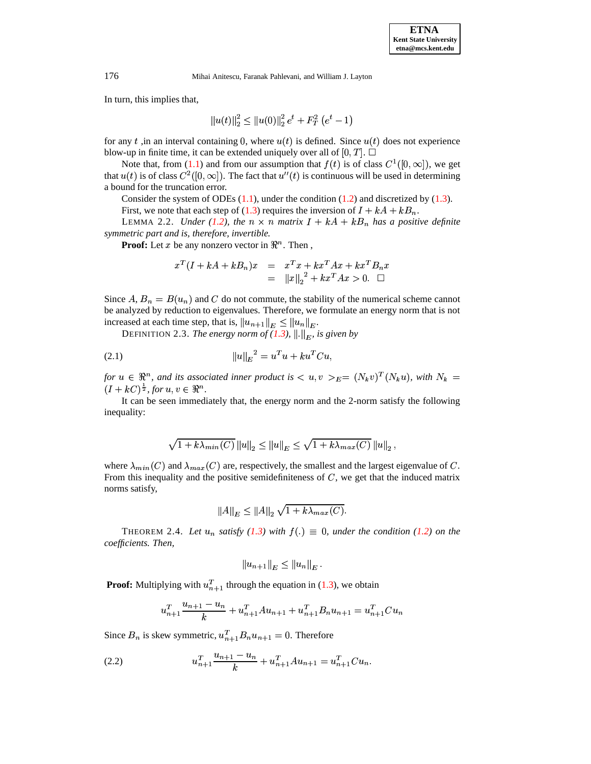In turn, this implies that,

$$\|u(t)\|_2^2 \leq \|u(0)\|_2^2 \, e^t + F_T^2 \left(e^t - 1\right)$$

for any $t$ ,in an interval containing $0$, where $u(t)$ is defined. Since $u(t)$ does not experience blow-up in finite time, it can be extended uniquely over all of $[0, T]$. $\square$

Note that, from (1.1) and from our assumption that $f(t)$ is of class $C^1([0, \infty])$, we get that $u(t)$ is of class $C^2([0, \infty])$. The fact that $u''(t)$ is continuous will be used in determining a bound for the truncation error.

Consider the system of ODEs (1.1), under the condition (1.2) and discretized by (1.3).

First, we note that each step of (1.3) requires the inversion of $I + kA + kB_n$.

LEMMA 2.2. *Under (1.2), the $n \times n$ matrix $I + kA + kB_n$ has a positive definite symmetric part and is, therefore, invertible.*

**Proof:** Let $x$ be any nonzero vector in $\Re^n$. Then ,

$$\begin{aligned} x^T(I + kA + kB_n)x &= x^T x + kx^T Ax + kx^T B_n x \\ &= \|x\|_2^{\,2} + kx^T Ax > 0. \quad \square \end{aligned}$$

Since $A$, $B_n = B(u_n)$ and $C$ do not commute, the stability of the numerical scheme cannot be analyzed by reduction to eigenvalues. Therefore, we formulate an energy norm that is not increased at each time step, that is, $\|u_{n+1}\|_E \leq \|u_n\|_E$.

DEFINITION 2.3. *The energy norm of (1.3), $\|.\|_E$, is given by*

$$\|u\|_E^{\,2} = u^T u + ku^T Cu, \tag{2.1}$$

*for $u \in \Re^n$, and its associated inner product is $< u, v >_E = (N_k v)^T (N_k u)$, with $N_k = (I + kC)^{\frac{1}{2}}$, for $u, v \in \Re^n$.*

It can be seen immediately that, the energy norm and the 2-norm satisfy the following inequality:

$$\sqrt{1 + k\lambda_{min}(C)}\, \|u\|_2 \leq \|u\|_E \leq \sqrt{1 + k\lambda_{max}(C)}\, \|u\|_2 \,,$$

where $\lambda_{min}(C)$ and $\lambda_{max}(C)$ are, respectively, the smallest and the largest eigenvalue of $C$. From this inequality and the positive semidefiniteness of $C$, we get that the induced matrix norms satisfy,

$$\|A\|_E \leq \|A\|_2 \sqrt{1 + k\lambda_{max}(C)}.$$

THEOREM 2.4. *Let $u_n$ satisfy (1.3) with $f(.) \equiv 0$, under the condition (1.2) on the coefficients. Then,*

$$\|u_{n+1}\|_E \leq \|u_n\|_E \,.$$

**Proof:** Multiplying with $u_{n+1}^T$ through the equation in (1.3), we obtain

$$u_{n+1}^T \frac{u_{n+1} - u_n}{k} + u_{n+1}^T A u_{n+1} + u_{n+1}^T B_n u_{n+1} = u_{n+1}^T C u_n$$

Since $B_n$ is skew symmetric, $u_{n+1}^T B_n u_{n+1} = 0$. Therefore

$$u_{n+1}^T \frac{u_{n+1} - u_n}{k} + u_{n+1}^T A u_{n+1} = u_{n+1}^T C u_n. \tag{2.2}$$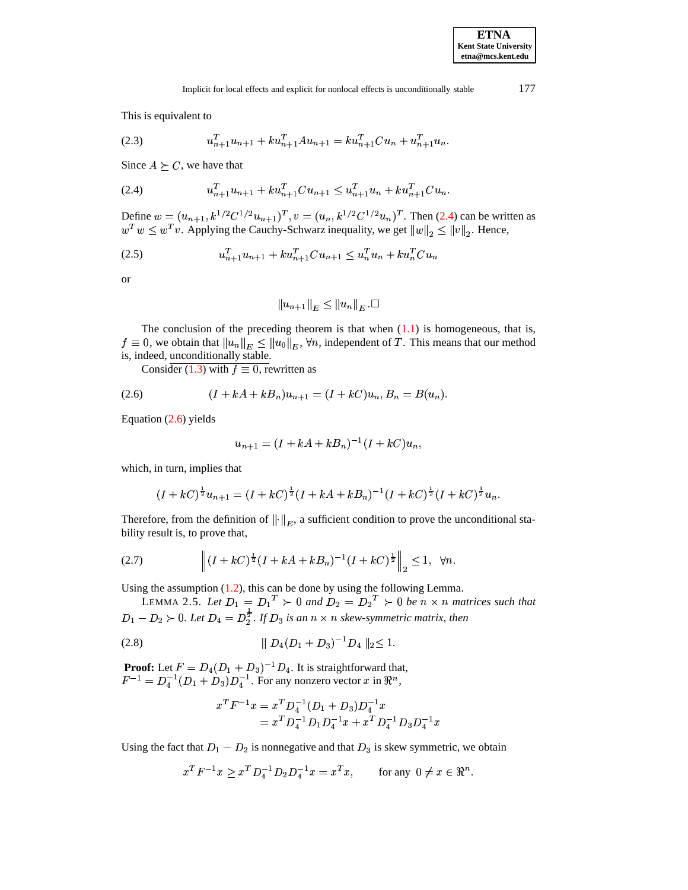This is equivalent to

$$u_{n+1}^T u_{n+1} + k u_{n+1}^T A u_{n+1} = k u_{n+1}^T C u_n + u_{n+1}^T u_n. \tag{2.3}$$

Since $A \succeq C$, we have that

$$u_{n+1}^T u_{n+1} + k u_{n+1}^T C u_{n+1} \leq u_{n+1}^T u_n + k u_{n+1}^T C u_n. \tag{2.4}$$

Define $w = (u_{n+1}, k^{1/2} C^{1/2} u_{n+1})^T, v = (u_n, k^{1/2} C^{1/2} u_n)^T$. Then (2.4) can be written as $w^T w \leq w^T v$. Applying the Cauchy-Schwarz inequality, we get $\|w\|_2 \leq \|v\|_2$. Hence,

$$u_{n+1}^T u_{n+1} + k u_{n+1}^T C u_{n+1} \leq u_n^T u_n + k u_n^T C u_n \tag{2.5}$$

or

$$\|u_{n+1}\|_E \leq \|u_n\|_E . \square$$

The conclusion of the preceding theorem is that when (1.1) is homogeneous, that is, $f \equiv 0$, we obtain that $\|u_n\|_E \leq \|u_0\|_E$, $\forall n$, independent of $T$. This means that our method is, indeed, unconditionally stable.

Consider (1.3) with $f \equiv 0$, rewritten as

$$(I + kA + kB_n)u_{n+1} = (I + kC)u_n, B_n = B(u_n). \tag{2.6}$$

Equation (2.6) yields

$$u_{n+1} = (I + kA + kB_n)^{-1}(I + kC)u_n,$$

which, in turn, implies that

$$(I + kC)^{\frac{1}{2}} u_{n+1} = (I + kC)^{\frac{1}{2}}(I + kA + kB_n)^{-1}(I + kC)^{\frac{1}{2}}(I + kC)^{\frac{1}{2}} u_n.$$

Therefore, from the definition of $\|\cdot\|_E$, a sufficient condition to prove the unconditional stability result is, to prove that,

$$\left\| (I + kC)^{\frac{1}{2}}(I + kA + kB_n)^{-1}(I + kC)^{\frac{1}{2}} \right\|_2 \leq 1, \quad \forall n. \tag{2.7}$$

Using the assumption (1.2), this can be done by using the following Lemma.

LEMMA 2.5. *Let $D_1 = D_1{}^T \succ 0$ and $D_2 = D_2{}^T \succ 0$ be $n \times n$ matrices such that $D_1 - D_2 \succ 0$. Let $D_4 = D_2^{\frac{1}{2}}$. If $D_3$ is an $n \times n$ skew-symmetric matrix, then*

$$\| D_4 (D_1 + D_3)^{-1} D_4 \|_2 \leq 1. \tag{2.8}$$

**Proof:** Let $F = D_4(D_1 + D_3)^{-1} D_4$. It is straightforward that, $F^{-1} = D_4^{-1}(D_1 + D_3) D_4^{-1}$. For any nonzero vector $x$ in $\Re^n$,

$$\begin{aligned} x^T F^{-1} x &= x^T D_4^{-1}(D_1 + D_3) D_4^{-1} x \\ &= x^T D_4^{-1} D_1 D_4^{-1} x + x^T D_4^{-1} D_3 D_4^{-1} x \end{aligned}$$

Using the fact that $D_1 - D_2$ is nonnegative and that $D_3$ is skew symmetric, we obtain

$$x^T F^{-1} x \geq x^T D_4^{-1} D_2 D_4^{-1} x = x^T x, \qquad \text{for any } \ 0 \neq x \in \Re^n.$$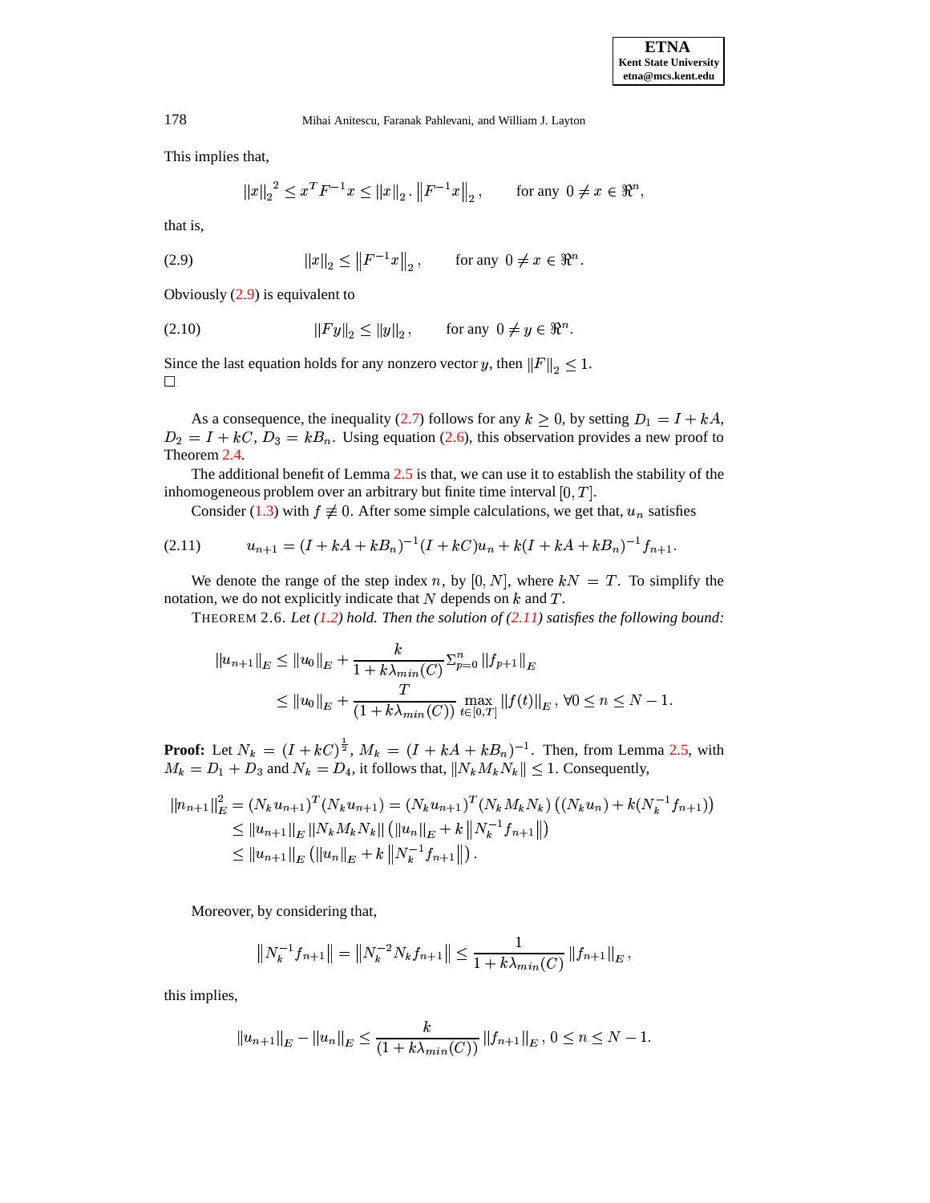This implies that,

$$\|x\|_2{}^2 \le x^T F^{-1} x \le \|x\|_2 . \left\|F^{-1}x\right\|_2, \qquad \text{for any } 0 \ne x \in \Re^n,$$

that is,

$$\|x\|_2 \le \left\|F^{-1}x\right\|_2, \qquad \text{for any } 0 \ne x \in \Re^n. \tag{2.9}$$

Obviously (2.9) is equivalent to

$$\|Fy\|_2 \le \|y\|_2, \qquad \text{for any } 0 \ne y \in \Re^n. \tag{2.10}$$

Since the last equation holds for any nonzero vector $y$, then $\|F\|_2 \le 1$.
□

As a consequence, the inequality (2.7) follows for any $k \ge 0$, by setting $D_1 = I + kA$, $D_2 = I + kC$, $D_3 = kB_n$. Using equation (2.6), this observation provides a new proof to Theorem 2.4.

The additional benefit of Lemma 2.5 is that, we can use it to establish the stability of the inhomogeneous problem over an arbitrary but finite time interval $[0, T]$.

Consider (1.3) with $f \not\equiv 0$. After some simple calculations, we get that, $u_n$ satisfies

$$u_{n+1} = (I + kA + kB_n)^{-1}(I + kC)u_n + k(I + kA + kB_n)^{-1} f_{n+1}. \tag{2.11}$$

We denote the range of the step index $n$, by $[0, N]$, where $kN = T$. To simplify the notation, we do not explicitly indicate that $N$ depends on $k$ and $T$.

THEOREM 2.6. *Let (1.2) hold. Then the solution of (2.11) satisfies the following bound:*

$$\begin{aligned} \|u_{n+1}\|_E &\le \|u_0\|_E + \frac{k}{1 + k\lambda_{min}(C)} \Sigma_{p=0}^n \|f_{p+1}\|_E \\ &\le \|u_0\|_E + \frac{T}{(1 + k\lambda_{min}(C))} \max_{t\in[0,T]} \|f(t)\|_E, \; \forall 0 \le n \le N - 1. \end{aligned}$$

**Proof:** Let $N_k = (I + kC)^{\frac{1}{2}}$, $M_k = (I + kA + kB_n)^{-1}$. Then, from Lemma 2.5, with $M_k = D_1 + D_3$ and $N_k = D_4$, it follows that, $\|N_k M_k N_k\| \le 1$. Consequently,

$$\begin{aligned} \|n_{n+1}\|_E^2 &= (N_k u_{n+1})^T (N_k u_{n+1}) = (N_k u_{n+1})^T (N_k M_k N_k) \left( (N_k u_n) + k(N_k^{-1} f_{n+1}) \right) \\ &\le \|u_{n+1}\|_E \|N_k M_k N_k\| \left( \|u_n\|_E + k \left\|N_k^{-1} f_{n+1}\right\| \right) \\ &\le \|u_{n+1}\|_E \left( \|u_n\|_E + k \left\|N_k^{-1} f_{n+1}\right\| \right). \end{aligned}$$

Moreover, by considering that,

$$\left\|N_k^{-1} f_{n+1}\right\| = \left\|N_k^{-2} N_k f_{n+1}\right\| \le \frac{1}{1 + k\lambda_{min}(C)} \|f_{n+1}\|_E,$$

this implies,

$$\|u_{n+1}\|_E - \|u_n\|_E \le \frac{k}{(1 + k\lambda_{min}(C))} \|f_{n+1}\|_E, \; 0 \le n \le N - 1.$$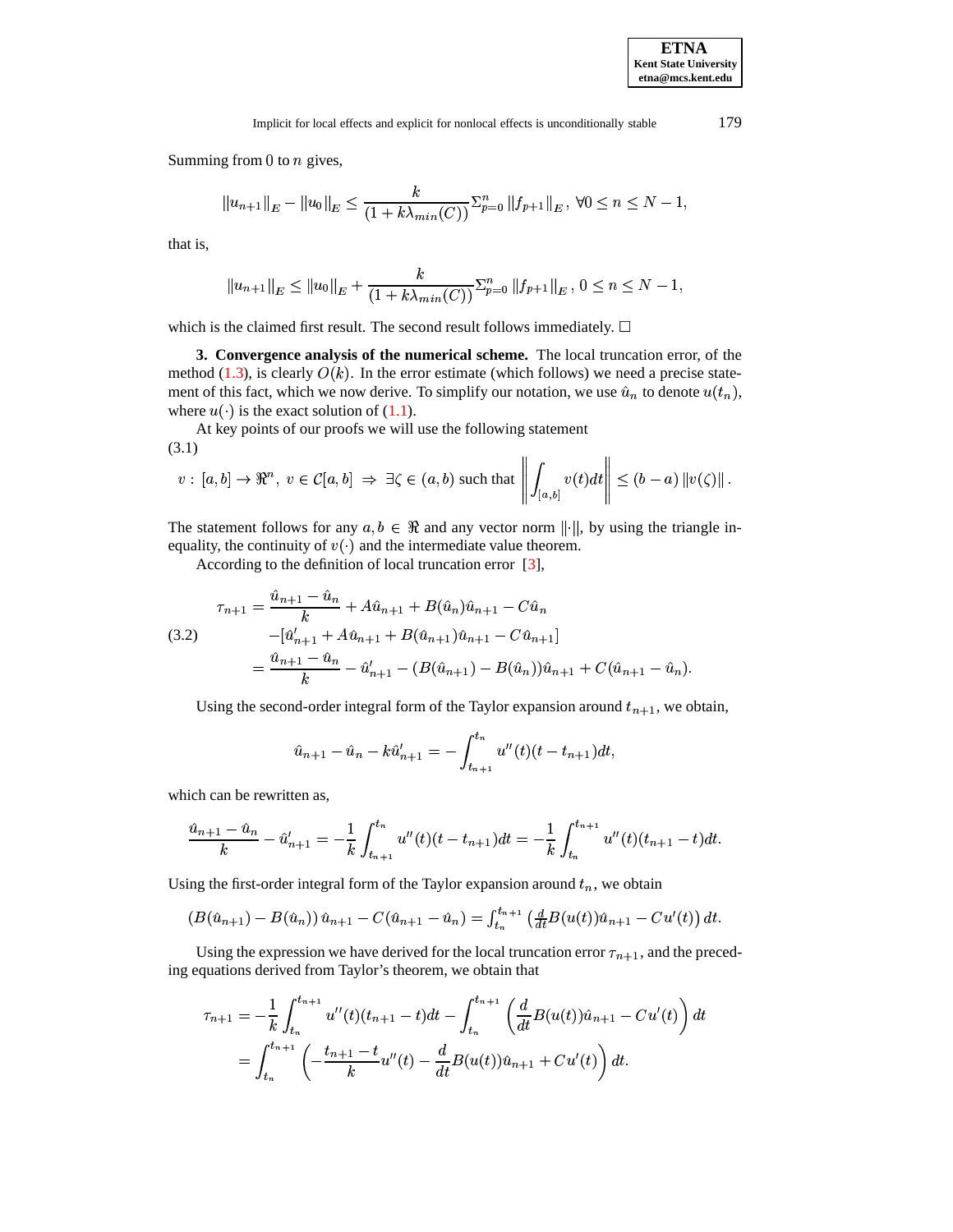Summing from 0 to $n$ gives,

$$\|u_{n+1}\|_E - \|u_0\|_E \leq \frac{k}{(1+k\lambda_{min}(C))} \Sigma_{p=0}^{n} \|f_{p+1}\|_E \,, \ \forall 0 \leq n \leq N-1,$$

that is,

$$\|u_{n+1}\|_E \leq \|u_0\|_E + \frac{k}{(1+k\lambda_{min}(C))} \Sigma_{p=0}^{n} \|f_{p+1}\|_E \,, \ 0 \leq n \leq N-1,$$

which is the claimed first result. The second result follows immediately. □

**3. Convergence analysis of the numerical scheme.** The local truncation error, of the method (1.3), is clearly $O(k)$. In the error estimate (which follows) we need a precise statement of this fact, which we now derive. To simplify our notation, we use $\hat{u}_n$ to denote $u(t_n)$, where $u(\cdot)$ is the exact solution of (1.1).

At key points of our proofs we will use the following statement

$$v : [a,b] \to \Re^n, \ v \in \mathcal{C}[a,b] \ \Rightarrow \ \exists \zeta \in (a,b) \text{ such that } \left\| \int_{[a,b]} v(t)dt \right\| \leq (b-a) \|v(\zeta)\| \,. \tag{3.1}$$

The statement follows for any $a, b \in \Re$ and any vector norm $\|\cdot\|$, by using the triangle inequality, the continuity of $v(\cdot)$ and the intermediate value theorem.

According to the definition of local truncation error [3],

$$\begin{aligned}
\tau_{n+1} &= \frac{\hat{u}_{n+1} - \hat{u}_n}{k} + A\hat{u}_{n+1} + B(\hat{u}_n)\hat{u}_{n+1} - C\hat{u}_n \\
&\quad -[\hat{u}'_{n+1} + A\hat{u}_{n+1} + B(\hat{u}_{n+1})\hat{u}_{n+1} - C\hat{u}_{n+1}] \\
&= \frac{\hat{u}_{n+1} - \hat{u}_n}{k} - \hat{u}'_{n+1} - (B(\hat{u}_{n+1}) - B(\hat{u}_n))\hat{u}_{n+1} + C(\hat{u}_{n+1} - \hat{u}_n).
\end{aligned} \tag{3.2}$$

Using the second-order integral form of the Taylor expansion around $t_{n+1}$, we obtain,

$$\hat{u}_{n+1} - \hat{u}_n - k\hat{u}'_{n+1} = -\int_{t_{n+1}}^{t_n} u''(t)(t - t_{n+1})dt,$$

which can be rewritten as,

$$\frac{\hat{u}_{n+1} - \hat{u}_n}{k} - \hat{u}'_{n+1} = -\frac{1}{k}\int_{t_{n+1}}^{t_n} u''(t)(t - t_{n+1})dt = -\frac{1}{k}\int_{t_n}^{t_{n+1}} u''(t)(t_{n+1} - t)dt.$$

Using the first-order integral form of the Taylor expansion around $t_n$, we obtain

$$\left(B(\hat{u}_{n+1}) - B(\hat{u}_n)\right)\hat{u}_{n+1} - C(\hat{u}_{n+1} - \hat{u}_n) = \int_{t_n}^{t_{n+1}} \left(\tfrac{d}{dt}B(u(t))\hat{u}_{n+1} - Cu'(t)\right) dt.$$

Using the expression we have derived for the local truncation error $\tau_{n+1}$, and the preceding equations derived from Taylor's theorem, we obtain that

$$\begin{aligned}
\tau_{n+1} &= -\frac{1}{k}\int_{t_n}^{t_{n+1}} u''(t)(t_{n+1} - t)dt - \int_{t_n}^{t_{n+1}} \left(\frac{d}{dt}B(u(t))\hat{u}_{n+1} - Cu'(t)\right) dt \\
&= \int_{t_n}^{t_{n+1}} \left(-\frac{t_{n+1} - t}{k}u''(t) - \frac{d}{dt}B(u(t))\hat{u}_{n+1} + Cu'(t)\right) dt.
\end{aligned}$$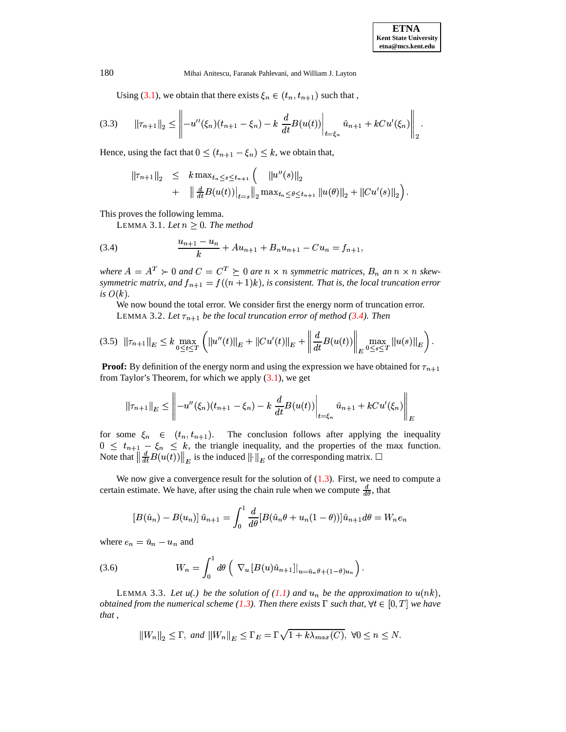Using (3.1), we obtain that there exists $\xi_n \in (t_n, t_{n+1})$ such that ,

$$\|\tau_{n+1}\|_2 \leq \left\| -u''(\xi_n)(t_{n+1} - \xi_n) - k \left. \frac{d}{dt} B(u(t)) \right|_{t=\xi_n} \hat{u}_{n+1} + kCu'(\xi_n) \right\|_2 . \tag{3.3}$$

Hence, using the fact that $0 \leq (t_{n+1} - \xi_n) \leq k$, we obtain that,

$$\begin{aligned} \|\tau_{n+1}\|_2 \quad &\leq \quad k \max_{t_n \leq s \leq t_{n+1}} \Big( \quad \|u''(s)\|_2 \\ &\quad + \quad \left\| \tfrac{d}{dt} B(u(t)) \big|_{t=s} \right\|_2 \max_{t_n \leq \theta \leq t_{n+1}} \|u(\theta)\|_2 + \|Cu'(s)\|_2 \Big) . \end{aligned}$$

This proves the following lemma.

LEMMA 3.1. *Let $n \geq 0$. The method*

$$\frac{u_{n+1} - u_n}{k} + Au_{n+1} + B_n u_{n+1} - Cu_n = f_{n+1}, \tag{3.4}$$

*where $A = A^T \succ 0$ and $C = C^T \succeq 0$ are $n \times n$ symmetric matrices, $B_n$ an $n \times n$ skew-symmetric matrix, and $f_{n+1} = f((n+1)k)$, is consistent. That is, the local truncation error is $O(k)$.*

We now bound the total error. We consider first the energy norm of truncation error.

LEMMA 3.2. *Let $\tau_{n+1}$ be the local truncation error of method (3.4). Then*

$$\|\tau_{n+1}\|_E \leq k \max_{0 \leq t \leq T} \left( \|u''(t)\|_E + \|Cu'(t)\|_E + \left\| \frac{d}{dt} B(u(t)) \right\|_E \max_{0 \leq s \leq T} \|u(s)\|_E \right) . \tag{3.5}$$

**Proof:** By definition of the energy norm and using the expression we have obtained for $\tau_{n+1}$ from Taylor's Theorem, for which we apply (3.1), we get

$$\|\tau_{n+1}\|_E \leq \left\| -u''(\xi_n)(t_{n+1} - \xi_n) - k \left. \frac{d}{dt} B(u(t)) \right|_{t=\xi_n} \hat{u}_{n+1} + kCu'(\xi_n) \right\|_E$$

for some $\xi_n \in (t_n, t_{n+1})$. The conclusion follows after applying the inequality $0 \leq t_{n+1} - \xi_n \leq k$, the triangle inequality, and the properties of the max function. Note that $\left\| \frac{d}{dt} B(u(t)) \right\|_E$ is the induced $\|\cdot\|_E$ of the corresponding matrix. □

We now give a convergence result for the solution of (1.3). First, we need to compute a certain estimate. We have, after using the chain rule when we compute $\frac{d}{d\theta}$, that

$$[B(\hat{u}_n) - B(u_n)]\, \hat{u}_{n+1} = \int_0^1 \frac{d}{d\theta} [B(\hat{u}_n \theta + u_n(1-\theta))] \hat{u}_{n+1} d\theta = W_n e_n$$

where $e_n = \hat{u}_n - u_n$ and

$$W_n = \int_0^1 d\theta \left( \nabla_u \left[ B(u) \hat{u}_{n+1} \right] \big|_{u = \hat{u}_n \theta + (1-\theta) u_n} \right) . \tag{3.6}$$

LEMMA 3.3. *Let u(.) be the solution of (1.1) and $u_n$ be the approximation to $u(nk)$, obtained from the numerical scheme (1.3). Then there exists $\Gamma$ such that, $\forall t \in [0, T]$ we have that ,*

$$\|W_n\|_2 \leq \Gamma, \text{ and } \|W_n\|_E \leq \Gamma_E = \Gamma \sqrt{1 + k\lambda_{max}(C)}, \ \forall 0 \leq n \leq N.$$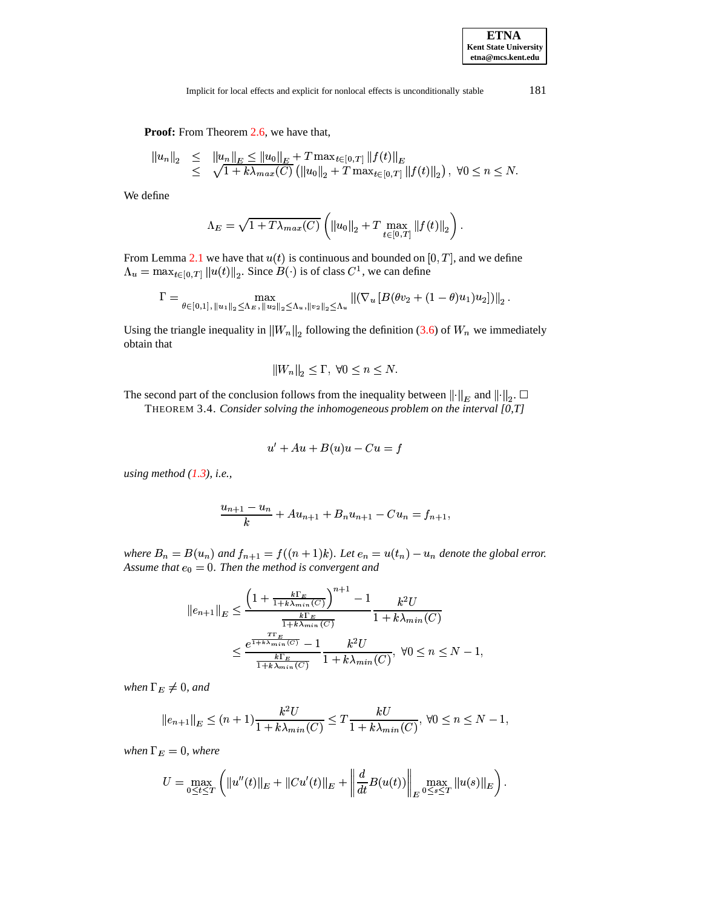**Proof:** From Theorem 2.6, we have that,

$$
\begin{aligned}
\|u_n\|_2 &\leq \|u_n\|_E \leq \|u_0\|_E + T\max_{t\in[0,T]}\|f(t)\|_E \\
&\leq \sqrt{1+k\lambda_{max}(C)}\left(\|u_0\|_2 + T\max_{t\in[0,T]}\|f(t)\|_2\right),\ \forall 0\leq n\leq N.
\end{aligned}
$$

We define

$$
\Lambda_E = \sqrt{1+T\lambda_{max}(C)}\left(\|u_0\|_2 + T\max_{t\in[0,T]}\|f(t)\|_2\right).
$$

From Lemma 2.1 we have that $u(t)$ is continuous and bounded on $[0,T]$, and we define $\Lambda_u = \max_{t\in[0,T]}\|u(t)\|_2$. Since $B(\cdot)$ is of class $C^1$, we can define

$$
\Gamma = \max_{\theta\in[0,1],\,\|u_1\|_2\leq\Lambda_E,\,\|u_2\|_2\leq\Lambda_u,\|v_2\|_2\leq\Lambda_u}\|(\nabla_u\left[B(\theta v_2+(1-\theta)u_1)u_2\right])\|_2.
$$

Using the triangle inequality in $\|W_n\|_2$ following the definition (3.6) of $W_n$ we immediately obtain that

$$
\|W_n\|_2\leq\Gamma,\ \forall 0\leq n\leq N.
$$

The second part of the conclusion follows from the inequality between $\|\cdot\|_E$ and $\|\cdot\|_2$. $\square$

THEOREM 3.4. *Consider solving the inhomogeneous problem on the interval [0,T]*

$$
u' + Au + B(u)u - Cu = f
$$

*using method (1.3), i.e.,*

$$
\frac{u_{n+1}-u_n}{k} + Au_{n+1} + B_n u_{n+1} - Cu_n = f_{n+1},
$$

*where $B_n = B(u_n)$ and $f_{n+1} = f((n+1)k)$. Let $e_n = u(t_n) - u_n$ denote the global error. Assume that $e_0 = 0$. Then the method is convergent and*

$$
\begin{aligned}
\|e_{n+1}\|_E &\leq \frac{\left(1+\frac{k\Gamma_E}{1+k\lambda_{min}(C)}\right)^{n+1}-1}{\frac{k\Gamma_E}{1+k\lambda_{min}(C)}}\frac{k^2U}{1+k\lambda_{min}(C)} \\
&\leq \frac{e^{\frac{T\Gamma_E}{1+k\lambda_{min}(C)}}-1}{\frac{k\Gamma_E}{1+k\lambda_{min}(C)}}\frac{k^2U}{1+k\lambda_{min}(C)},\ \forall 0\leq n\leq N-1,
\end{aligned}
$$

*when $\Gamma_E\neq 0$, and*

$$
\|e_{n+1}\|_E \leq (n+1)\frac{k^2U}{1+k\lambda_{min}(C)} \leq T\frac{kU}{1+k\lambda_{min}(C)},\ \forall 0\leq n\leq N-1,
$$

*when $\Gamma_E = 0$, where*

$$
U = \max_{0\leq t\leq T}\left(\|u''(t)\|_E + \|Cu'(t)\|_E + \left\|\frac{d}{dt}B(u(t))\right\|_E\max_{0\leq s\leq T}\|u(s)\|_E\right).
$$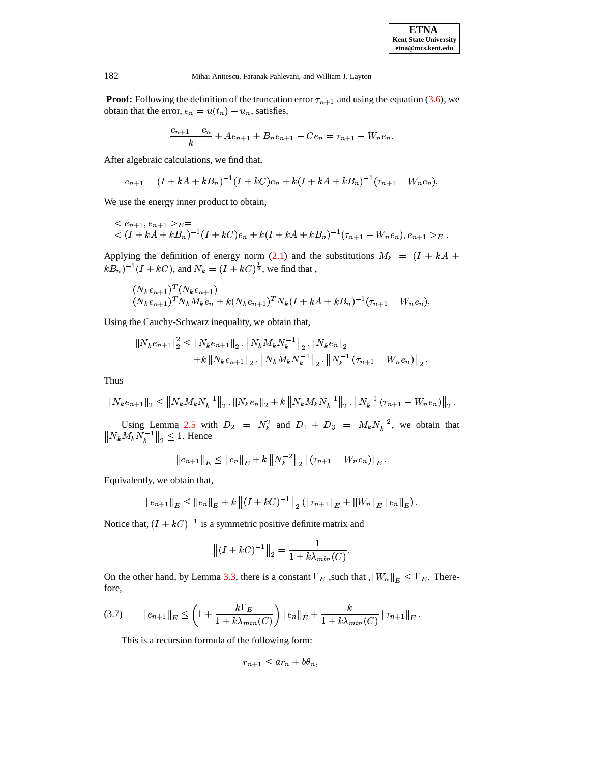**Proof:** Following the definition of the truncation error $\tau_{n+1}$ and using the equation (3.6), we obtain that the error, $e_n = u(t_n) - u_n$, satisfies,

$$\frac{e_{n+1} - e_n}{k} + Ae_{n+1} + B_n e_{n+1} - Ce_n = \tau_{n+1} - W_n e_n.$$

After algebraic calculations, we find that,

$$e_{n+1} = (I + kA + kB_n)^{-1}(I + kC)e_n + k(I + kA + kB_n)^{-1}(\tau_{n+1} - W_n e_n).$$

We use the energy inner product to obtain,

$$\begin{aligned}
&< e_{n+1}, e_{n+1} >_E = \\
&< (I + kA + kB_n)^{-1}(I + kC)e_n + k(I + kA + kB_n)^{-1}(\tau_{n+1} - W_n e_n), e_{n+1} >_E .
\end{aligned}$$

Applying the definition of energy norm (2.1) and the substitutions $M_k = (I + kA + kB_n)^{-1}(I + kC)$, and $N_k = (I + kC)^{\frac{1}{2}}$, we find that ,

$$\begin{aligned}
&(N_k e_{n+1})^T (N_k e_{n+1}) = \\
&(N_k e_{n+1})^T N_k M_k e_n + k(N_k e_{n+1})^T N_k (I + kA + kB_n)^{-1}(\tau_{n+1} - W_n e_n).
\end{aligned}$$

Using the Cauchy-Schwarz inequality, we obtain that,

$$\begin{aligned}
\|N_k e_{n+1}\|_2^2 \leq\ & \|N_k e_{n+1}\|_2 \cdot \left\|N_k M_k N_k^{-1}\right\|_2 \cdot \|N_k e_n\|_2 \\
& + k\,\|N_k e_{n+1}\|_2 \cdot \left\|N_k M_k N_k^{-1}\right\|_2 \cdot \left\|N_k^{-1}\left(\tau_{n+1} - W_n e_n\right)\right\|_2 .
\end{aligned}$$

Thus

$$\|N_k e_{n+1}\|_2 \leq \left\|N_k M_k N_k^{-1}\right\|_2 \cdot \|N_k e_n\|_2 + k\left\|N_k M_k N_k^{-1}\right\|_2 \cdot \left\|N_k^{-1}\left(\tau_{n+1} - W_n e_n\right)\right\|_2 .$$

Using Lemma 2.5 with $D_2 = N_k^2$ and $D_1 + D_3 = M_k N_k^{-2}$, we obtain that $\left\|N_k M_k N_k^{-1}\right\|_2 \leq 1$. Hence

$$\|e_{n+1}\|_E \leq \|e_n\|_E + k\left\|N_k^{-2}\right\|_2 \|(\tau_{n+1} - W_n e_n)\|_E .$$

Equivalently, we obtain that,

$$\|e_{n+1}\|_E \leq \|e_n\|_E + k\left\|(I + kC)^{-1}\right\|_2 \left(\|\tau_{n+1}\|_E + \|W_n\|_E \|e_n\|_E\right).$$

Notice that, $(I + kC)^{-1}$ is a symmetric positive definite matrix and

$$\left\|(I + kC)^{-1}\right\|_2 = \frac{1}{1 + k\lambda_{min}(C)}.$$

On the other hand, by Lemma 3.3, there is a constant $\Gamma_E$ ,such that ,$\|W_n\|_E \leq \Gamma_E$. Therefore,

$$\|e_{n+1}\|_E \leq \left(1 + \frac{k\Gamma_E}{1 + k\lambda_{min}(C)}\right)\|e_n\|_E + \frac{k}{1 + k\lambda_{min}(C)}\|\tau_{n+1}\|_E . \tag{3.7}$$

This is a recursion formula of the following form:

$$r_{n+1} \leq a r_n + b\theta_n,$$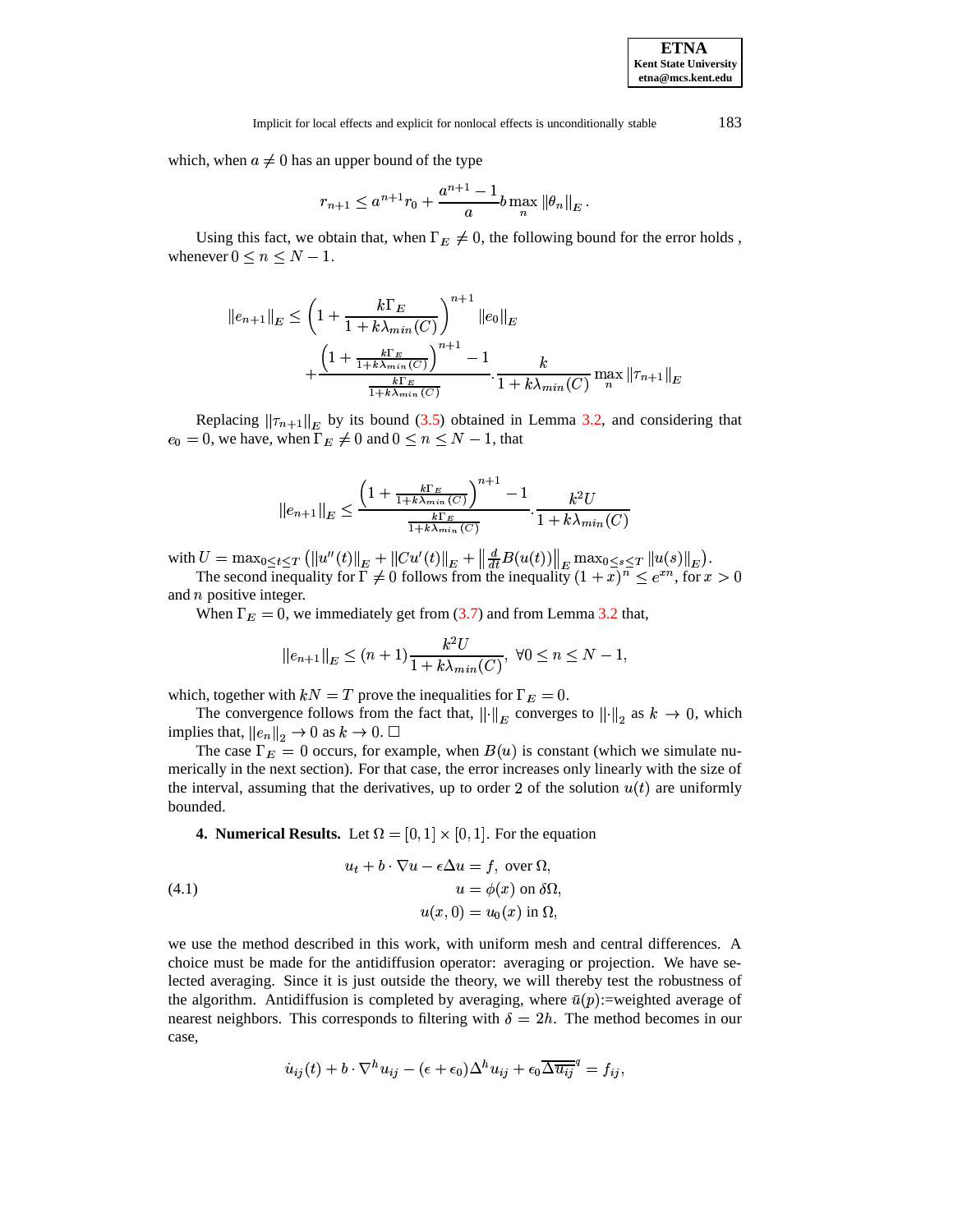which, when $a \neq 0$ has an upper bound of the type

$$r_{n+1} \leq a^{n+1} r_0 + \frac{a^{n+1}-1}{a} b \max_n \|\theta_n\|_E .$$

Using this fact, we obtain that, when $\Gamma_E \neq 0$, the following bound for the error holds , whenever $0 \leq n \leq N-1$.

$$\|e_{n+1}\|_E \leq \left(1 + \frac{k\Gamma_E}{1 + k\lambda_{min}(C)}\right)^{n+1} \|e_0\|_E + \frac{\left(1 + \frac{k\Gamma_E}{1+k\lambda_{min}(C)}\right)^{n+1} - 1}{\frac{k\Gamma_E}{1+k\lambda_{min}(C)}} \cdot \frac{k}{1 + k\lambda_{min}(C)} \max_n \|\tau_{n+1}\|_E$$

Replacing $\|\tau_{n+1}\|_E$ by its bound (3.5) obtained in Lemma 3.2, and considering that $e_0 = 0$, we have, when $\Gamma_E \neq 0$ and $0 \leq n \leq N-1$, that

$$\|e_{n+1}\|_E \leq \frac{\left(1 + \frac{k\Gamma_E}{1+k\lambda_{min}(C)}\right)^{n+1} - 1}{\frac{k\Gamma_E}{1+k\lambda_{min}(C)}} \cdot \frac{k^2 U}{1 + k\lambda_{min}(C)}$$

with $U = \max_{0 \leq t \leq T} \left( \|u''(t)\|_E + \|Cu'(t)\|_E + \left\|\frac{d}{dt}B(u(t))\right\|_E \max_{0 \leq s \leq T} \|u(s)\|_E \right)$.

The second inequality for $\Gamma \neq 0$ follows from the inequality $(1+x)^n \leq e^{xn}$, for $x > 0$ and $n$ positive integer.

When $\Gamma_E = 0$, we immediately get from (3.7) and from Lemma 3.2 that,

$$\|e_{n+1}\|_E \leq (n+1) \frac{k^2 U}{1 + k\lambda_{min}(C)}, \ \forall 0 \leq n \leq N-1,$$

which, together with $kN = T$ prove the inequalities for $\Gamma_E = 0$.

The convergence follows from the fact that, $\|\cdot\|_E$ converges to $\|\cdot\|_2$ as $k \to 0$, which implies that, $\|e_n\|_2 \to 0$ as $k \to 0$. $\square$

The case $\Gamma_E = 0$ occurs, for example, when $B(u)$ is constant (which we simulate numerically in the next section). For that case, the error increases only linearly with the size of the interval, assuming that the derivatives, up to order 2 of the solution $u(t)$ are uniformly bounded.

**4. Numerical Results.** Let $\Omega = [0,1] \times [0,1]$. For the equation

$$\begin{aligned} u_t + b \cdot \nabla u - \epsilon \Delta u &= f, \text{ over } \Omega, \\ u &= \phi(x) \text{ on } \delta\Omega, \\ u(x,0) &= u_0(x) \text{ in } \Omega, \end{aligned} \tag{4.1}$$

we use the method described in this work, with uniform mesh and central differences. A choice must be made for the antidiffusion operator: averaging or projection. We have selected averaging. Since it is just outside the theory, we will thereby test the robustness of the algorithm. Antidiffusion is completed by averaging, where $\bar{u}(p)$:=weighted average of nearest neighbors. This corresponds to filtering with $\delta = 2h$. The method becomes in our case,

$$\dot{u}_{ij}(t) + b \cdot \nabla^h u_{ij} - (\epsilon + \epsilon_0)\Delta^h u_{ij} + \epsilon_0 \overline{\Delta \overline{u_{ij}}}^q = f_{ij},$$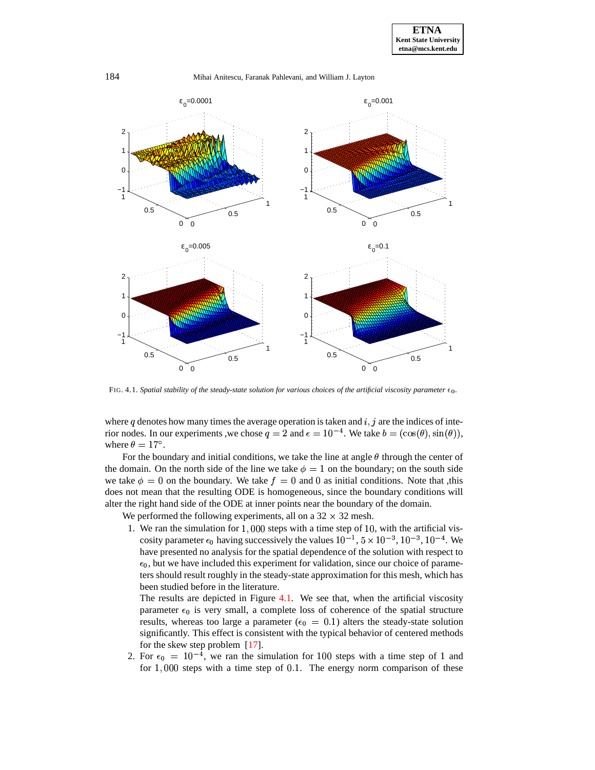FIG. 4.1. *Spatial stability of the steady-state solution for various choices of the artificial viscosity parameter* $\epsilon_0$.

where $q$ denotes how many times the average operation is taken and $i, j$ are the indices of interior nodes. In our experiments ,we chose $q = 2$ and $\epsilon = 10^{-4}$. We take $b = (\cos(\theta), \sin(\theta))$, where $\theta = 17°$.

For the boundary and initial conditions, we take the line at angle $\theta$ through the center of the domain. On the north side of the line we take $\phi = 1$ on the boundary; on the south side we take $\phi = 0$ on the boundary. We take $f = 0$ and $0$ as initial conditions. Note that ,this does not mean that the resulting ODE is homogeneous, since the boundary conditions will alter the right hand side of the ODE at inner points near the boundary of the domain.

We performed the following experiments, all on a $32 \times 32$ mesh.

1. We ran the simulation for $1,000$ steps with a time step of $10$, with the artificial viscosity parameter $\epsilon_0$ having successively the values $10^{-1}$, $5 \times 10^{-3}$, $10^{-3}$, $10^{-4}$. We have presented no analysis for the spatial dependence of the solution with respect to $\epsilon_0$, but we have included this experiment for validation, since our choice of parameters should result roughly in the steady-state approximation for this mesh, which has been studied before in the literature.

   The results are depicted in Figure 4.1. We see that, when the artificial viscosity parameter $\epsilon_0$ is very small, a complete loss of coherence of the spatial structure results, whereas too large a parameter ($\epsilon_0 = 0.1$) alters the steady-state solution significantly. This effect is consistent with the typical behavior of centered methods for the skew step problem [17].

2. For $\epsilon_0 = 10^{-4}$, we ran the simulation for $100$ steps with a time step of $1$ and for $1,000$ steps with a time step of $0.1$. The energy norm comparison of these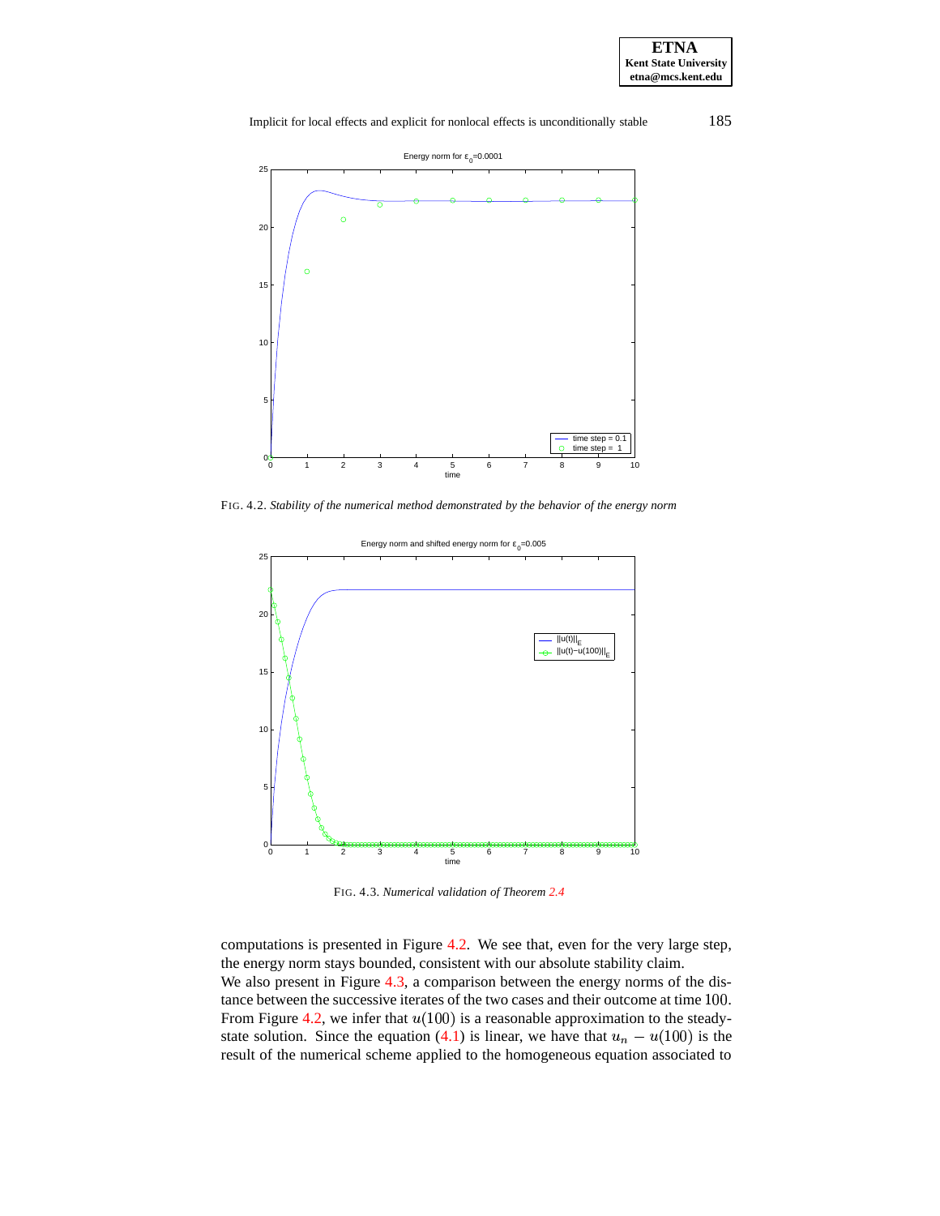FIG. 4.2. *Stability of the numerical method demonstrated by the behavior of the energy norm*

FIG. 4.3. *Numerical validation of Theorem 2.4*

computations is presented in Figure 4.2. We see that, even for the very large step, the energy norm stays bounded, consistent with our absolute stability claim.

We also present in Figure 4.3, a comparison between the energy norms of the distance between the successive iterates of the two cases and their outcome at time 100. From Figure 4.2, we infer that $u(100)$ is a reasonable approximation to the steady-state solution. Since the equation (4.1) is linear, we have that $u_n - u(100)$ is the result of the numerical scheme applied to the homogeneous equation associated to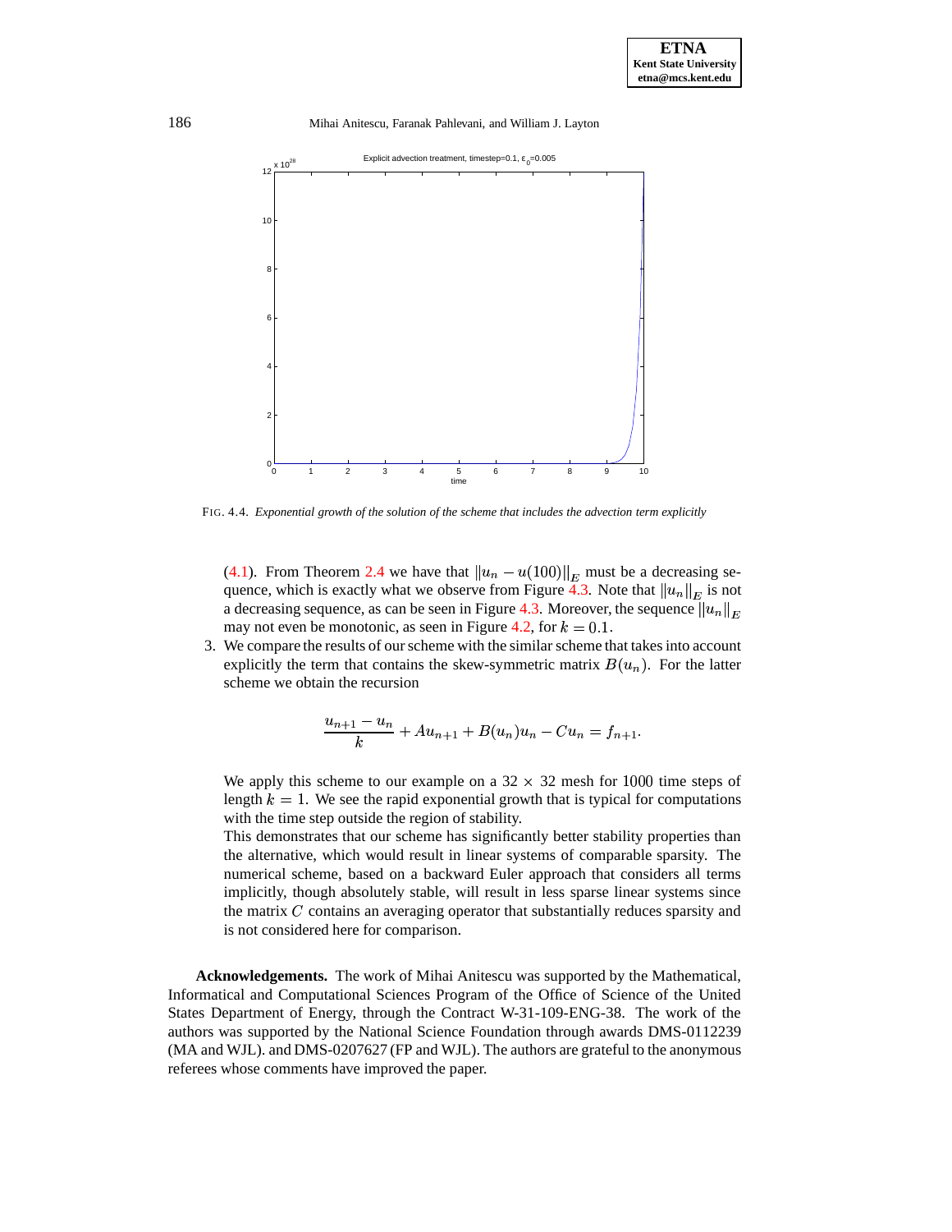FIG. 4.4. *Exponential growth of the solution of the scheme that includes the advection term explicitly*

(4.1). From Theorem 2.4 we have that $\|u_n - u(100)\|_E$ must be a decreasing sequence, which is exactly what we observe from Figure 4.3. Note that $\|u_n\|_E$ is not a decreasing sequence, as can be seen in Figure 4.3. Moreover, the sequence $\|u_n\|_E$ may not even be monotonic, as seen in Figure 4.2, for $k = 0.1$.

3. We compare the results of our scheme with the similar scheme that takes into account explicitly the term that contains the skew-symmetric matrix $B(u_n)$. For the latter scheme we obtain the recursion

$$\frac{u_{n+1} - u_n}{k} + Au_{n+1} + B(u_n)u_n - Cu_n = f_{n+1}.$$

We apply this scheme to our example on a $32 \times 32$ mesh for 1000 time steps of length $k = 1$. We see the rapid exponential growth that is typical for computations with the time step outside the region of stability.

This demonstrates that our scheme has significantly better stability properties than the alternative, which would result in linear systems of comparable sparsity. The numerical scheme, based on a backward Euler approach that considers all terms implicitly, though absolutely stable, will result in less sparse linear systems since the matrix $C$ contains an averaging operator that substantially reduces sparsity and is not considered here for comparison.

**Acknowledgements.** The work of Mihai Anitescu was supported by the Mathematical, Informatical and Computational Sciences Program of the Office of Science of the United States Department of Energy, through the Contract W-31-109-ENG-38. The work of the authors was supported by the National Science Foundation through awards DMS-0112239 (MA and WJL). and DMS-0207627 (FP and WJL). The authors are grateful to the anonymous referees whose comments have improved the paper.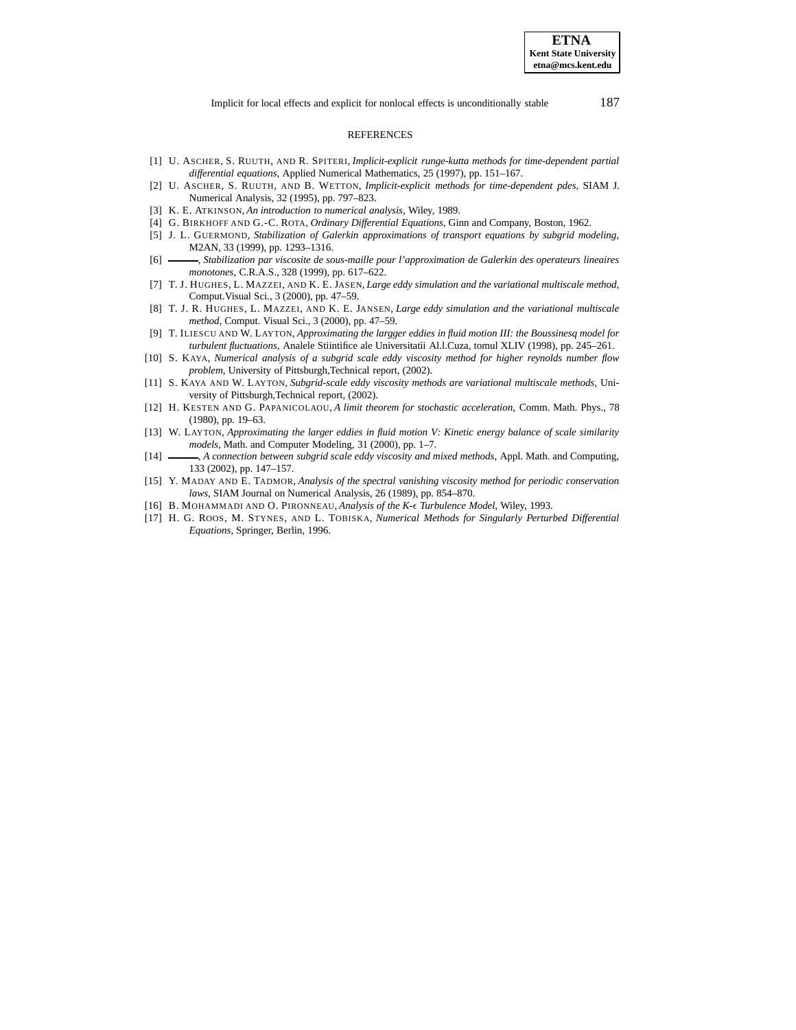## REFERENCES

[1] U. Ascher, S. Ruuth, and R. Spiteri, *Implicit-explicit runge-kutta methods for time-dependent partial differential equations*, Applied Numerical Mathematics, 25 (1997), pp. 151–167.

[2] U. Ascher, S. Ruuth, and B. Wetton, *Implicit-explicit methods for time-dependent pdes*, SIAM J. Numerical Analysis, 32 (1995), pp. 797–823.

[3] K. E. Atkinson, *An introduction to numerical analysis*, Wiley, 1989.

[4] G. Birkhoff and G.-C. Rota, *Ordinary Differential Equations*, Ginn and Company, Boston, 1962.

[5] J. L. Guermond, *Stabilization of Galerkin approximations of transport equations by subgrid modeling*, M2AN, 33 (1999), pp. 1293–1316.

[6] ———, *Stabilization par viscosite de sous-maille pour l'approximation de Galerkin des operateurs lineaires monotones*, C.R.A.S., 328 (1999), pp. 617–622.

[7] T. J. Hughes, L. Mazzei, and K. E. Jasen, *Large eddy simulation and the variational multiscale method*, Comput.Visual Sci., 3 (2000), pp. 47–59.

[8] T. J. R. Hughes, L. Mazzei, and K. E. Jansen, *Large eddy simulation and the variational multiscale method*, Comput. Visual Sci., 3 (2000), pp. 47–59.

[9] T. Iliescu and W. Layton, *Approximating the largger eddies in fluid motion III: the Boussinesq model for turbulent fluctuations*, Analele Stiintifice ale Universitatii Al.l.Cuza, tomul XLIV (1998), pp. 245–261.

[10] S. Kaya, *Numerical analysis of a subgrid scale eddy viscosity method for higher reynolds number flow problem*, University of Pittsburgh,Technical report, (2002).

[11] S. Kaya and W. Layton, *Subgrid-scale eddy viscosity methods are variational multiscale methods*, University of Pittsburgh,Technical report, (2002).

[12] H. Kesten and G. Papanicolaou, *A limit theorem for stochastic acceleration*, Comm. Math. Phys., 78 (1980), pp. 19–63.

[13] W. Layton, *Approximating the larger eddies in fluid motion V: Kinetic energy balance of scale similarity models*, Math. and Computer Modeling, 31 (2000), pp. 1–7.

[14] ———, *A connection between subgrid scale eddy viscosity and mixed methods*, Appl. Math. and Computing, 133 (2002), pp. 147–157.

[15] Y. Maday and E. Tadmor, *Analysis of the spectral vanishing viscosity method for periodic conservation laws*, SIAM Journal on Numerical Analysis, 26 (1989), pp. 854–870.

[16] B. Mohammadi and O. Pironneau, *Analysis of the K-$\epsilon$ Turbulence Model*, Wiley, 1993.

[17] H. G. Roos, M. Stynes, and L. Tobiska, *Numerical Methods for Singularly Perturbed Differential Equations*, Springer, Berlin, 1996.